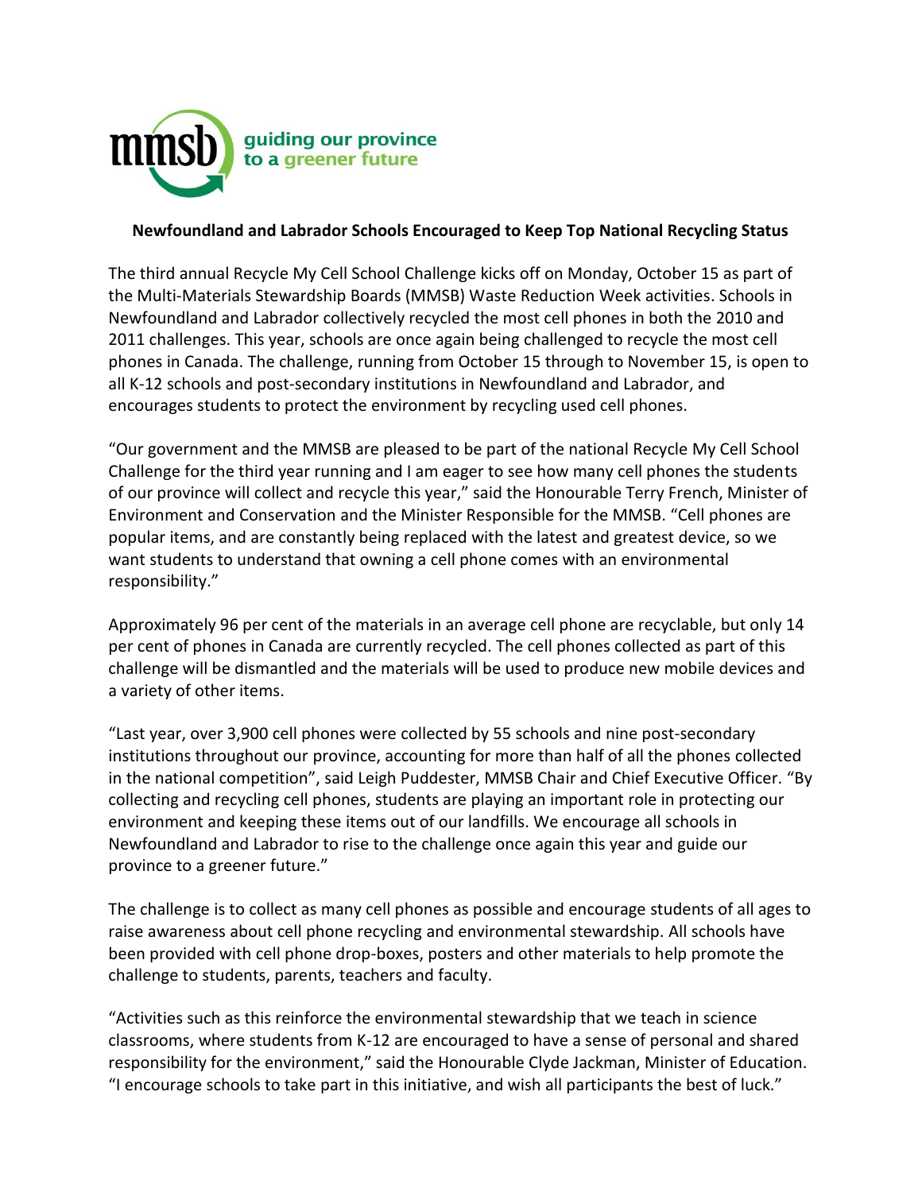mmsb guiding our province to a greener future

**Newfoundland and Labrador Schools Encouraged to Keep Top National Recycling Status**

The third annual Recycle My Cell School Challenge kicks off on Monday, October 15 as part of the Multi-Materials Stewardship Boards (MMSB) Waste Reduction Week activities. Schools in Newfoundland and Labrador collectively recycled the most cell phones in both the 2010 and 2011 challenges. This year, schools are once again being challenged to recycle the most cell phones in Canada. The challenge, running from October 15 through to November 15, is open to all K-12 schools and post-secondary institutions in Newfoundland and Labrador, and encourages students to protect the environment by recycling used cell phones.

"Our government and the MMSB are pleased to be part of the national Recycle My Cell School Challenge for the third year running and I am eager to see how many cell phones the students of our province will collect and recycle this year," said the Honourable Terry French, Minister of Environment and Conservation and the Minister Responsible for the MMSB. "Cell phones are popular items, and are constantly being replaced with the latest and greatest device, so we want students to understand that owning a cell phone comes with an environmental responsibility."

Approximately 96 per cent of the materials in an average cell phone are recyclable, but only 14 per cent of phones in Canada are currently recycled. The cell phones collected as part of this challenge will be dismantled and the materials will be used to produce new mobile devices and a variety of other items.

"Last year, over 3,900 cell phones were collected by 55 schools and nine post-secondary institutions throughout our province, accounting for more than half of all the phones collected in the national competition", said Leigh Puddester, MMSB Chair and Chief Executive Officer. "By collecting and recycling cell phones, students are playing an important role in protecting our environment and keeping these items out of our landfills. We encourage all schools in Newfoundland and Labrador to rise to the challenge once again this year and guide our province to a greener future."

The challenge is to collect as many cell phones as possible and encourage students of all ages to raise awareness about cell phone recycling and environmental stewardship. All schools have been provided with cell phone drop-boxes, posters and other materials to help promote the challenge to students, parents, teachers and faculty.

"Activities such as this reinforce the environmental stewardship that we teach in science classrooms, where students from K-12 are encouraged to have a sense of personal and shared responsibility for the environment," said the Honourable Clyde Jackman, Minister of Education. "I encourage schools to take part in this initiative, and wish all participants the best of luck."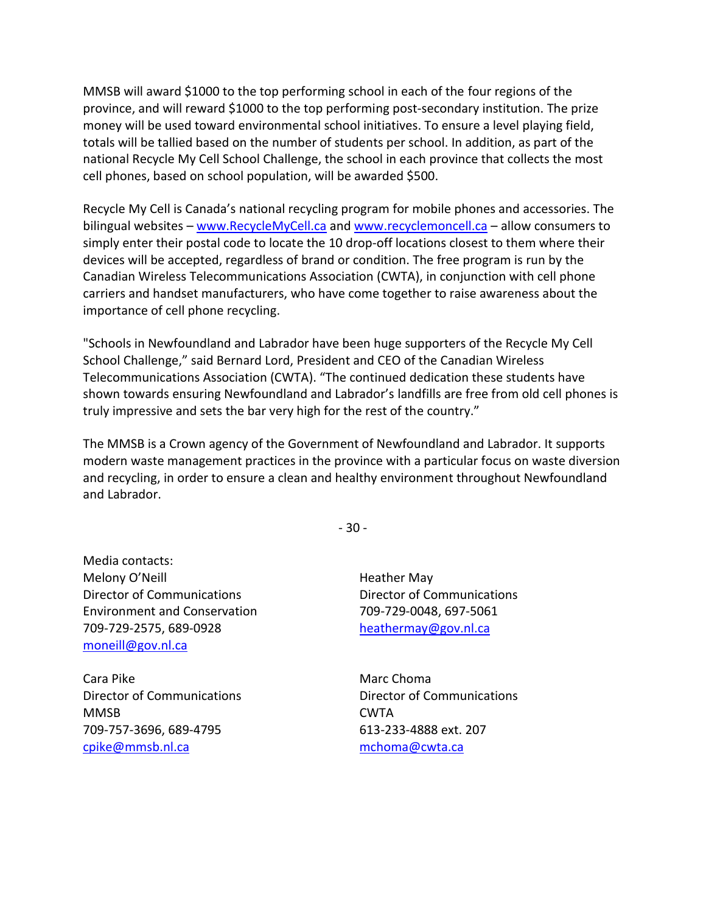MMSB will award $1000 to the top performing school in each of the four regions of the province, and will reward $1000 to the top performing post-secondary institution. The prize money will be used toward environmental school initiatives. To ensure a level playing field, totals will be tallied based on the number of students per school. In addition, as part of the national Recycle My Cell School Challenge, the school in each province that collects the most cell phones, based on school population, will be awarded $500.

Recycle My Cell is Canada's national recycling program for mobile phones and accessories. The bilingual websites – www.RecycleMyCell.ca and www.recyclemoncell.ca – allow consumers to simply enter their postal code to locate the 10 drop-off locations closest to them where their devices will be accepted, regardless of brand or condition. The free program is run by the Canadian Wireless Telecommunications Association (CWTA), in conjunction with cell phone carriers and handset manufacturers, who have come together to raise awareness about the importance of cell phone recycling.

"Schools in Newfoundland and Labrador have been huge supporters of the Recycle My Cell School Challenge," said Bernard Lord, President and CEO of the Canadian Wireless Telecommunications Association (CWTA). "The continued dedication these students have shown towards ensuring Newfoundland and Labrador's landfills are free from old cell phones is truly impressive and sets the bar very high for the rest of the country."

The MMSB is a Crown agency of the Government of Newfoundland and Labrador. It supports modern waste management practices in the province with a particular focus on waste diversion and recycling, in order to ensure a clean and healthy environment throughout Newfoundland and Labrador.

- 30 -

Media contacts:

Melony O'Neill
Director of Communications
Environment and Conservation
709-729-2575, 689-0928
moneill@gov.nl.ca

Heather May
Director of Communications
709-729-0048, 697-5061
heathermay@gov.nl.ca

Cara Pike
Director of Communications
MMSB
709-757-3696, 689-4795
cpike@mmsb.nl.ca

Marc Choma
Director of Communications
CWTA
613-233-4888 ext. 207
mchoma@cwta.ca